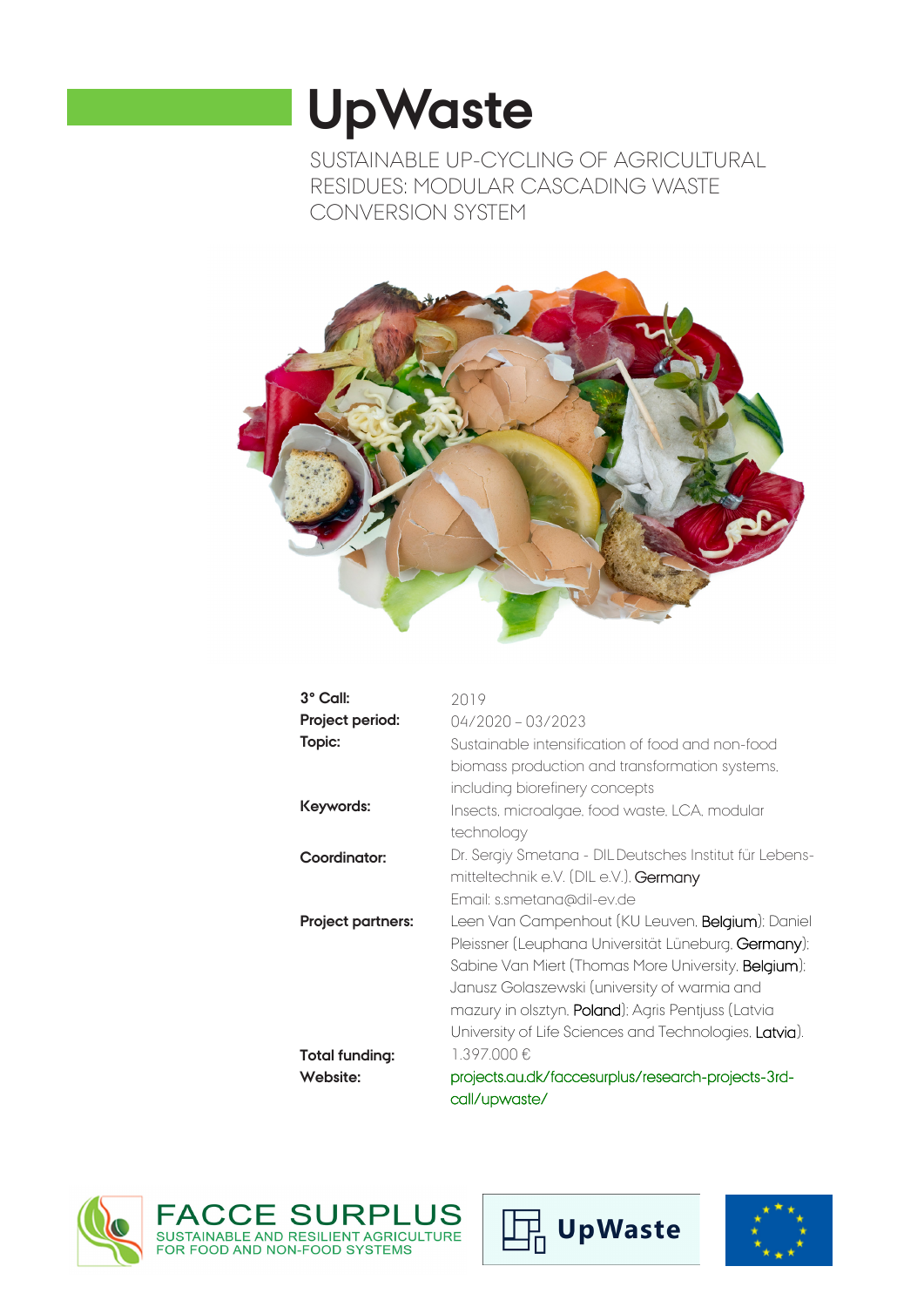# UpWaste

SUSTAINABLE UP-CYCLING OF AGRICULTURAL RESIDUES: MODULAR CASCADING WASTE CONVERSION SYSTEM

**3° Call:** 2019

**Project period:** 04/2020 – 03/2023

**Topic:** Sustainable intensification of food and non-food biomass production and transformation systems, including biorefinery concepts

**Keywords:** Insects, microalgae, food waste, LCA, modular technology

**Coordinator:** Dr. Sergiy Smetana - DIL Deutsches Institut für Lebensmitteltechnik e.V. (DIL e.V.), Germany
Email: s.smetana@dil-ev.de

**Project partners:** Leen Van Campenhout (KU Leuven, Belgium); Daniel Pleissner (Leuphana Universität Lüneburg, Germany); Sabine Van Miert (Thomas More University, Belgium); Janusz Golaszewski (university of warmia and mazury in olsztyn, Poland); Agris Pentjuss (Latvia University of Life Sciences and Technologies, Latvia).

**Total funding:** 1.397.000 €

**Website:** projects.au.dk/faccesurplus/research-projects-3rd-call/upwaste/

FACCE SURPLUS
SUSTAINABLE AND RESILIENT AGRICULTURE FOR FOOD AND NON-FOOD SYSTEMS

UpWaste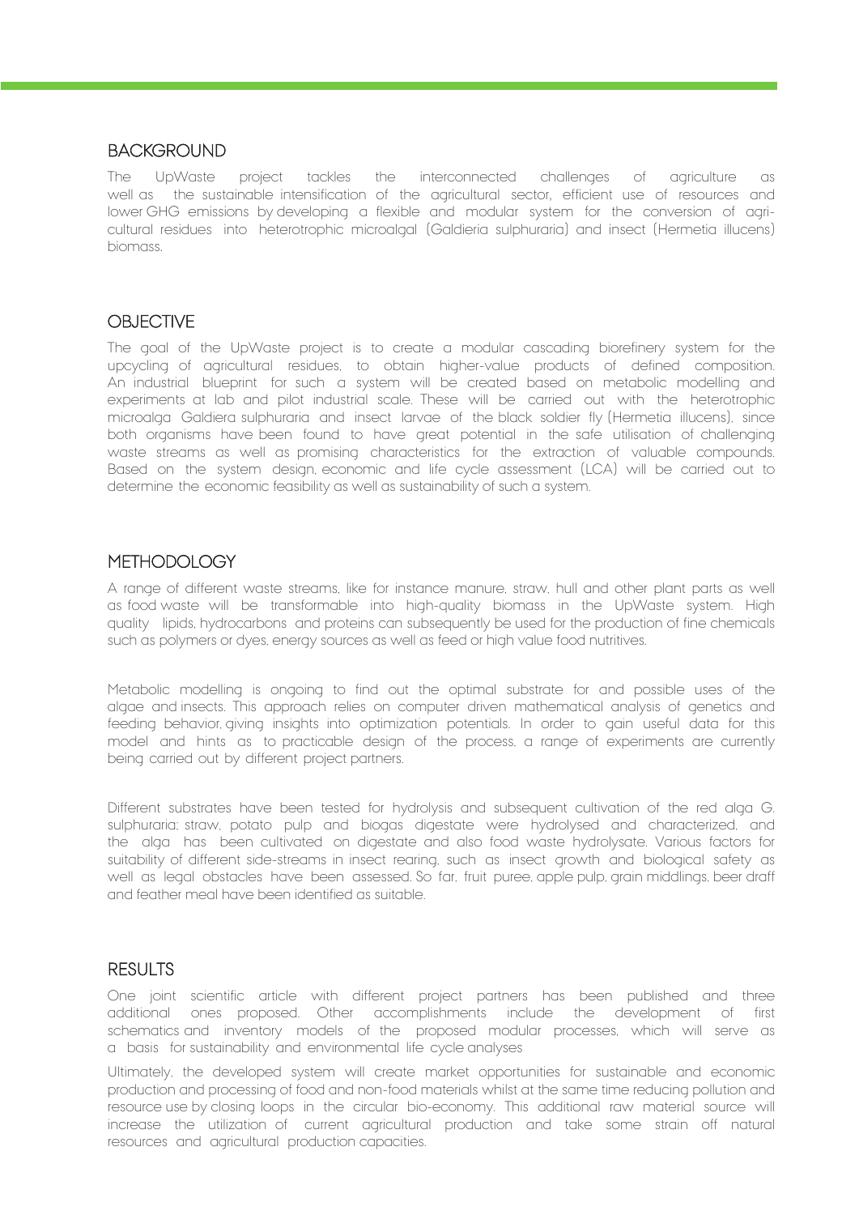## BACKGROUND

The UpWaste project tackles the interconnected challenges of agriculture as well as the sustainable intensification of the agricultural sector, efficient use of resources and lower GHG emissions by developing a flexible and modular system for the conversion of agri-cultural residues into heterotrophic microalgal (Galdieria sulphuraria) and insect (Hermetia illucens) biomass.

## OBJECTIVE

The goal of the UpWaste project is to create a modular cascading biorefinery system for the upcycling of agricultural residues, to obtain higher-value products of defined composition. An industrial blueprint for such a system will be created based on metabolic modelling and experiments at lab and pilot industrial scale. These will be carried out with the heterotrophic microalga Galdiera sulphuraria and insect larvae of the black soldier fly (Hermetia illucens), since both organisms have been found to have great potential in the safe utilisation of challenging waste streams as well as promising characteristics for the extraction of valuable compounds. Based on the system design, economic and life cycle assessment (LCA) will be carried out to determine the economic feasibility as well as sustainability of such a system.

## METHODOLOGY

A range of different waste streams, like for instance manure, straw, hull and other plant parts as well as food waste will be transformable into high-quality biomass in the UpWaste system. High quality lipids, hydrocarbons and proteins can subsequently be used for the production of fine chemicals such as polymers or dyes, energy sources as well as feed or high value food nutritives.

Metabolic modelling is ongoing to find out the optimal substrate for and possible uses of the algae and insects. This approach relies on computer driven mathematical analysis of genetics and feeding behavior, giving insights into optimization potentials. In order to gain useful data for this model and hints as to practicable design of the process, a range of experiments are currently being carried out by different project partners.

Different substrates have been tested for hydrolysis and subsequent cultivation of the red alga G. sulphuraria; straw, potato pulp and biogas digestate were hydrolysed and characterized, and the alga has been cultivated on digestate and also food waste hydrolysate. Various factors for suitability of different side-streams in insect rearing, such as insect growth and biological safety as well as legal obstacles have been assessed. So far, fruit puree, apple pulp, grain middlings, beer draff and feather meal have been identified as suitable.

## RESULTS

One joint scientific article with different project partners has been published and three additional ones proposed. Other accomplishments include the development of first schematics and inventory models of the proposed modular processes, which will serve as a basis for sustainability and environmental life cycle analyses

Ultimately, the developed system will create market opportunities for sustainable and economic production and processing of food and non-food materials whilst at the same time reducing pollution and resource use by closing loops in the circular bio-economy. This additional raw material source will increase the utilization of current agricultural production and take some strain off natural resources and agricultural production capacities.